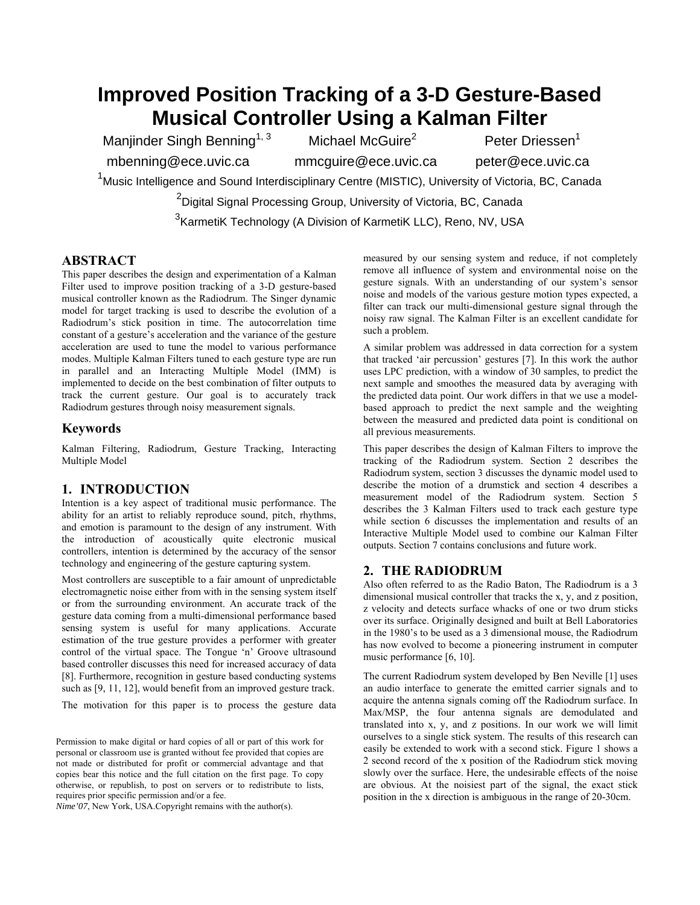# Improved Position Tracking of a 3-D Gesture-Based Musical Controller Using a Kalman Filter

Manjinder Singh Benning[1, 3] mbenning@ece.uvic.ca

Michael McGuire[2] mmcguire@ece.uvic.ca

Peter Driessen[1] peter@ece.uvic.ca

[1]Music Intelligence and Sound Interdisciplinary Centre (MISTIC), University of Victoria, BC, Canada

[2]Digital Signal Processing Group, University of Victoria, BC, Canada

[3]KarmetiK Technology (A Division of KarmetiK LLC), Reno, NV, USA

## ABSTRACT

This paper describes the design and experimentation of a Kalman Filter used to improve position tracking of a 3-D gesture-based musical controller known as the Radiodrum. The Singer dynamic model for target tracking is used to describe the evolution of a Radiodrum's stick position in time. The autocorrelation time constant of a gesture's acceleration and the variance of the gesture acceleration are used to tune the model to various performance modes. Multiple Kalman Filters tuned to each gesture type are run in parallel and an Interacting Multiple Model (IMM) is implemented to decide on the best combination of filter outputs to track the current gesture. Our goal is to accurately track Radiodrum gestures through noisy measurement signals.

## Keywords

Kalman Filtering, Radiodrum, Gesture Tracking, Interacting Multiple Model

## 1. INTRODUCTION

Intention is a key aspect of traditional music performance. The ability for an artist to reliably reproduce sound, pitch, rhythms, and emotion is paramount to the design of any instrument. With the introduction of acoustically quite electronic musical controllers, intention is determined by the accuracy of the sensor technology and engineering of the gesture capturing system.

Most controllers are susceptible to a fair amount of unpredictable electromagnetic noise either from with in the sensing system itself or from the surrounding environment. An accurate track of the gesture data coming from a multi-dimensional performance based sensing system is useful for many applications. Accurate estimation of the true gesture provides a performer with greater control of the virtual space. The Tongue 'n' Groove ultrasound based controller discusses this need for increased accuracy of data [8]. Furthermore, recognition in gesture based conducting systems such as [9, 11, 12], would benefit from an improved gesture track.

The motivation for this paper is to process the gesture data measured by our sensing system and reduce, if not completely remove all influence of system and environmental noise on the gesture signals. With an understanding of our system's sensor noise and models of the various gesture motion types expected, a filter can track our multi-dimensional gesture signal through the noisy raw signal. The Kalman Filter is an excellent candidate for such a problem.

A similar problem was addressed in data correction for a system that tracked 'air percussion' gestures [7]. In this work the author uses LPC prediction, with a window of 30 samples, to predict the next sample and smoothes the measured data by averaging with the predicted data point. Our work differs in that we use a model-based approach to predict the next sample and the weighting between the measured and predicted data point is conditional on all previous measurements.

This paper describes the design of Kalman Filters to improve the tracking of the Radiodrum system. Section 2 describes the Radiodrum system, section 3 discusses the dynamic model used to describe the motion of a drumstick and section 4 describes a measurement model of the Radiodrum system. Section 5 describes the 3 Kalman Filters used to track each gesture type while section 6 discusses the implementation and results of an Interactive Multiple Model used to combine our Kalman Filter outputs. Section 7 contains conclusions and future work.

## 2. THE RADIODRUM

Also often referred to as the Radio Baton, The Radiodrum is a 3 dimensional musical controller that tracks the x, y, and z position, z velocity and detects surface whacks of one or two drum sticks over its surface. Originally designed and built at Bell Laboratories in the 1980's to be used as a 3 dimensional mouse, the Radiodrum has now evolved to become a pioneering instrument in computer music performance [6, 10].

The current Radiodrum system developed by Ben Neville [1] uses an audio interface to generate the emitted carrier signals and to acquire the antenna signals coming off the Radiodrum surface. In Max/MSP, the four antenna signals are demodulated and translated into x, y, and z positions. In our work we will limit ourselves to a single stick system. The results of this research can easily be extended to work with a second stick. Figure 1 shows a 2 second record of the x position of the Radiodrum stick moving slowly over the surface. Here, the undesirable effects of the noise are obvious. At the noisiest part of the signal, the exact stick position in the x direction is ambiguous in the range of 20-30cm.

Permission to make digital or hard copies of all or part of this work for personal or classroom use is granted without fee provided that copies are not made or distributed for profit or commercial advantage and that copies bear this notice and the full citation on the first page. To copy otherwise, or republish, to post on servers or to redistribute to lists, requires prior specific permission and/or a fee.
*Nime'07*, New York, USA.Copyright remains with the author(s).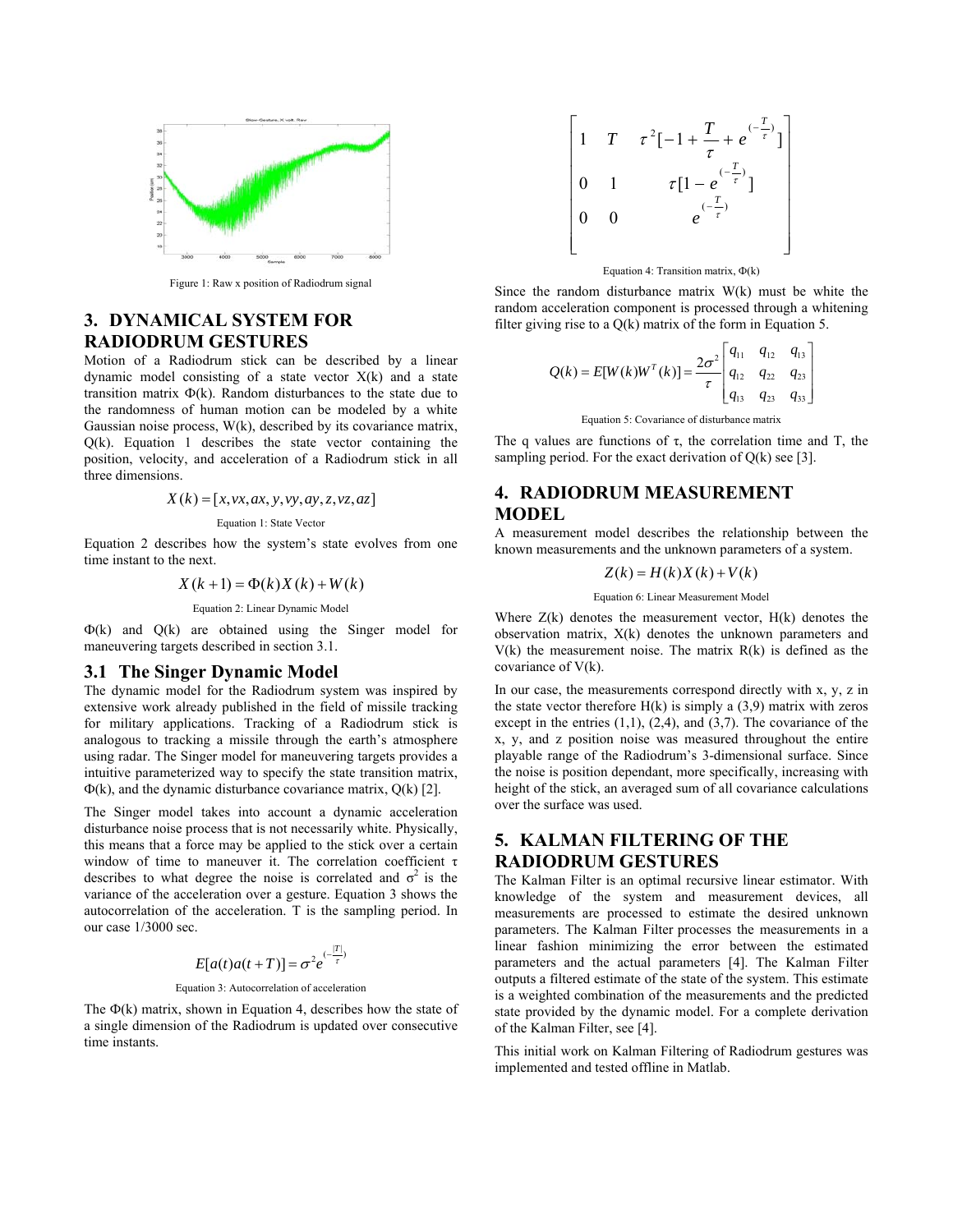Figure 1: Raw x position of Radiodrum signal

## 3. DYNAMICAL SYSTEM FOR RADIODRUM GESTURES

Motion of a Radiodrum stick can be described by a linear dynamic model consisting of a state vector X(k) and a state transition matrix Φ(k). Random disturbances to the state due to the randomness of human motion can be modeled by a white Gaussian noise process, W(k), described by its covariance matrix, Q(k). Equation 1 describes the state vector containing the position, velocity, and acceleration of a Radiodrum stick in all three dimensions.

$$X(k) = [x, vx, ax, y, vy, ay, z, vz, az]$$

Equation 1: State Vector

Equation 2 describes how the system's state evolves from one time instant to the next.

$$X(k+1) = \Phi(k)X(k) + W(k)$$

Equation 2: Linear Dynamic Model

Φ(k) and Q(k) are obtained using the Singer model for maneuvering targets described in section 3.1.

### 3.1 The Singer Dynamic Model

The dynamic model for the Radiodrum system was inspired by extensive work already published in the field of missile tracking for military applications. Tracking of a Radiodrum stick is analogous to tracking a missile through the earth's atmosphere using radar. The Singer model for maneuvering targets provides a intuitive parameterized way to specify the state transition matrix, Φ(k), and the dynamic disturbance covariance matrix, Q(k) [2].

The Singer model takes into account a dynamic acceleration disturbance noise process that is not necessarily white. Physically, this means that a force may be applied to the stick over a certain window of time to maneuver it. The correlation coefficient τ describes to what degree the noise is correlated and $\sigma^2$ is the variance of the acceleration over a gesture. Equation 3 shows the autocorrelation of the acceleration. T is the sampling period. In our case 1/3000 sec.

$$E[a(t)a(t+T)] = \sigma^2 e^{(-\frac{|T|}{\tau})}$$

Equation 3: Autocorrelation of acceleration

The Φ(k) matrix, shown in Equation 4, describes how the state of a single dimension of the Radiodrum is updated over consecutive time instants.

$$\begin{bmatrix} 1 & T & \tau^2[-1 + \frac{T}{\tau} + e^{(-\frac{T}{\tau})}] \\ 0 & 1 & \tau[1 - e^{(-\frac{T}{\tau})}] \\ 0 & 0 & e^{(-\frac{T}{\tau})} \end{bmatrix}$$

Equation 4: Transition matrix, Φ(k)

Since the random disturbance matrix W(k) must be white the random acceleration component is processed through a whitening filter giving rise to a Q(k) matrix of the form in Equation 5.

$$Q(k) = E[W(k)W^T(k)] = \frac{2\sigma^2}{\tau}\begin{bmatrix} q_{11} & q_{12} & q_{13} \\ q_{12} & q_{22} & q_{23} \\ q_{13} & q_{23} & q_{33} \end{bmatrix}$$

Equation 5: Covariance of disturbance matrix

The q values are functions of τ, the correlation time and T, the sampling period. For the exact derivation of Q(k) see [3].

## 4. RADIODRUM MEASUREMENT MODEL

A measurement model describes the relationship between the known measurements and the unknown parameters of a system.

$$Z(k) = H(k)X(k) + V(k)$$

Equation 6: Linear Measurement Model

Where Z(k) denotes the measurement vector, H(k) denotes the observation matrix, X(k) denotes the unknown parameters and V(k) the measurement noise. The matrix R(k) is defined as the covariance of V(k).

In our case, the measurements correspond directly with x, y, z in the state vector therefore H(k) is simply a (3,9) matrix with zeros except in the entries (1,1), (2,4), and (3,7). The covariance of the x, y, and z position noise was measured throughout the entire playable range of the Radiodrum's 3-dimensional surface. Since the noise is position dependant, more specifically, increasing with height of the stick, an averaged sum of all covariance calculations over the surface was used.

## 5. KALMAN FILTERING OF THE RADIODRUM GESTURES

The Kalman Filter is an optimal recursive linear estimator. With knowledge of the system and measurement devices, all measurements are processed to estimate the desired unknown parameters. The Kalman Filter processes the measurements in a linear fashion minimizing the error between the estimated parameters and the actual parameters [4]. The Kalman Filter outputs a filtered estimate of the state of the system. This estimate is a weighted combination of the measurements and the predicted state provided by the dynamic model. For a complete derivation of the Kalman Filter, see [4].

This initial work on Kalman Filtering of Radiodrum gestures was implemented and tested offline in Matlab.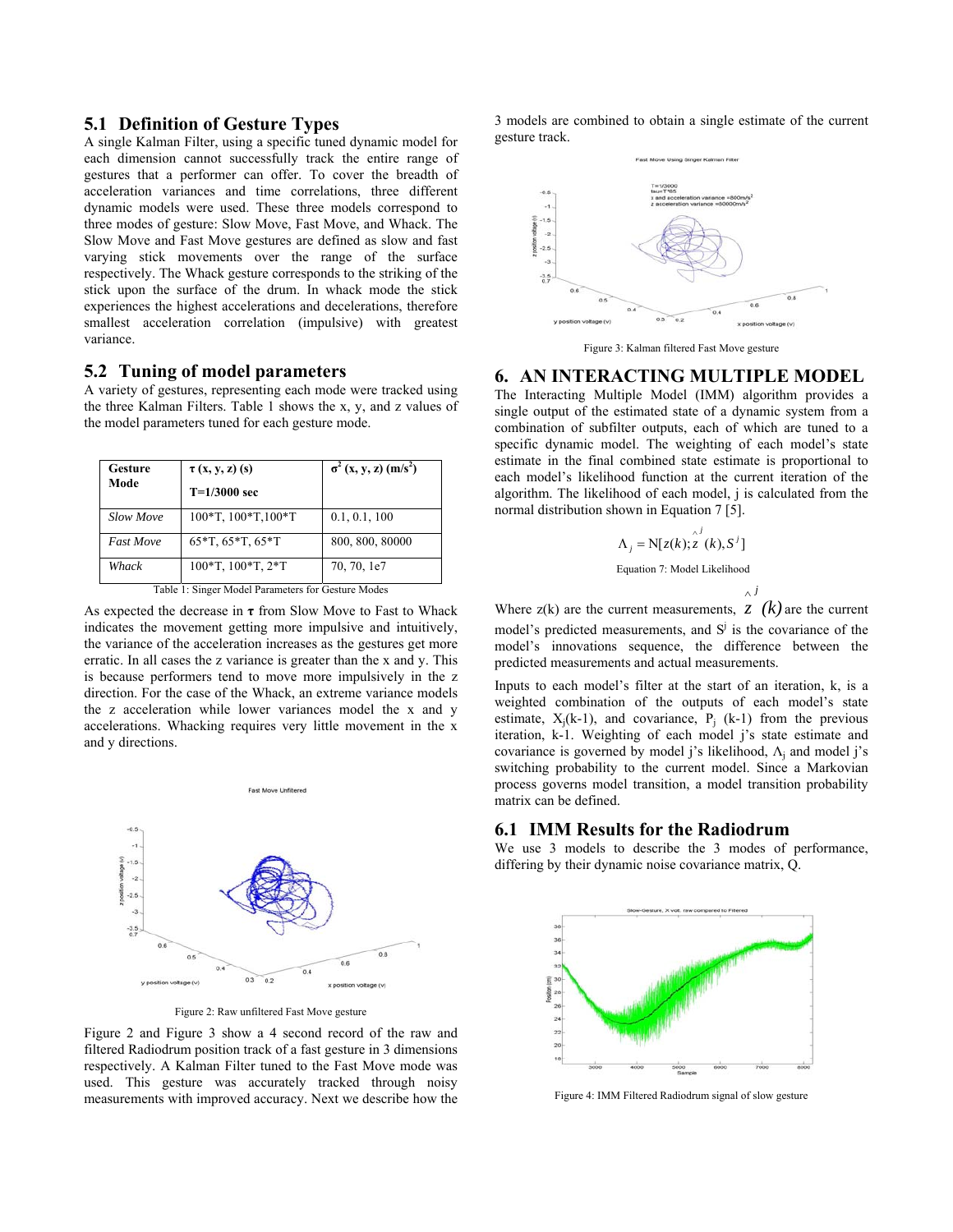## 5.1 Definition of Gesture Types

A single Kalman Filter, using a specific tuned dynamic model for each dimension cannot successfully track the entire range of gestures that a performer can offer. To cover the breadth of acceleration variances and time correlations, three different dynamic models were used. These three models correspond to three modes of gesture: Slow Move, Fast Move, and Whack. The Slow Move and Fast Move gestures are defined as slow and fast varying stick movements over the range of the surface respectively. The Whack gesture corresponds to the striking of the stick upon the surface of the drum. In whack mode the stick experiences the highest accelerations and decelerations, therefore smallest acceleration correlation (impulsive) with greatest variance.

## 5.2 Tuning of model parameters

A variety of gestures, representing each mode were tracked using the three Kalman Filters. Table 1 shows the x, y, and z values of the model parameters tuned for each gesture mode.

| Gesture Mode | τ (x, y, z) (s) T=1/3000 sec | $\sigma^2$ (x, y, z) ($m/s^2$) |
|---|---|---|
| *Slow Move* | 100\*T, 100\*T,100\*T | 0.1, 0.1, 100 |
| *Fast Move* | 65\*T, 65\*T, 65\*T | 800, 800, 80000 |
| *Whack* | 100\*T, 100\*T, 2\*T | 70, 70, 1e7 |

Table 1: Singer Model Parameters for Gesture Modes

As expected the decrease in **τ** from Slow Move to Fast to Whack indicates the movement getting more impulsive and intuitively, the variance of the acceleration increases as the gestures get more erratic. In all cases the z variance is greater than the x and y. This is because performers tend to move more impulsively in the z direction. For the case of the Whack, an extreme variance models the z acceleration while lower variances model the x and y accelerations. Whacking requires very little movement in the x and y directions.

Figure 2: Raw unfiltered Fast Move gesture

Figure 2 and Figure 3 show a 4 second record of the raw and filtered Radiodrum position track of a fast gesture in 3 dimensions respectively. A Kalman Filter tuned to the Fast Move mode was used. This gesture was accurately tracked through noisy measurements with improved accuracy. Next we describe how the 3 models are combined to obtain a single estimate of the current gesture track.

Figure 3: Kalman filtered Fast Move gesture

## 6. AN INTERACTING MULTIPLE MODEL

The Interacting Multiple Model (IMM) algorithm provides a single output of the estimated state of a dynamic system from a combination of subfilter outputs, each of which are tuned to a specific dynamic model. The weighting of each model's state estimate in the final combined state estimate is proportional to each model's likelihood function at the current iteration of the algorithm. The likelihood of each model, j is calculated from the normal distribution shown in Equation 7 [5].

$$\Lambda_j = N[z(k); \hat{z}^j(k), S^j]$$

Equation 7: Model Likelihood

Where z(k) are the current measurements, $\hat{z}^j(k)$ are the current model's predicted measurements, and $S^j$ is the covariance of the model's innovations sequence, the difference between the predicted measurements and actual measurements.

Inputs to each model's filter at the start of an iteration, k, is a weighted combination of the outputs of each model's state estimate, $X_j(k-1)$, and covariance, $P_j(k-1)$ from the previous iteration, k-1. Weighting of each model j's state estimate and covariance is governed by model j's likelihood, $\Lambda_j$ and model j's switching probability to the current model. Since a Markovian process governs model transition, a model transition probability matrix can be defined.

## 6.1 IMM Results for the Radiodrum

We use 3 models to describe the 3 modes of performance, differing by their dynamic noise covariance matrix, Q.

Figure 4: IMM Filtered Radiodrum signal of slow gesture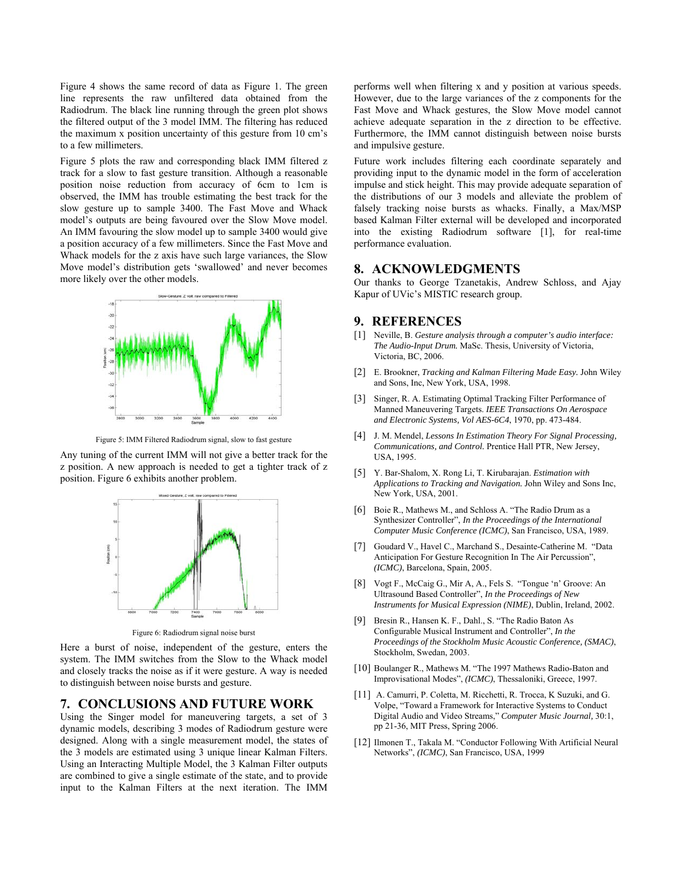Figure 4 shows the same record of data as Figure 1. The green line represents the raw unfiltered data obtained from the Radiodrum. The black line running through the green plot shows the filtered output of the 3 model IMM. The filtering has reduced the maximum x position uncertainty of this gesture from 10 cm's to a few millimeters.

Figure 5 plots the raw and corresponding black IMM filtered z track for a slow to fast gesture transition. Although a reasonable position noise reduction from accuracy of 6cm to 1cm is observed, the IMM has trouble estimating the best track for the slow gesture up to sample 3400. The Fast Move and Whack model's outputs are being favoured over the Slow Move model. An IMM favouring the slow model up to sample 3400 would give a position accuracy of a few millimeters. Since the Fast Move and Whack models for the z axis have such large variances, the Slow Move model's distribution gets 'swallowed' and never becomes more likely over the other models.

Slow-Gesture: Z volt, raw compared to Filtered

Position (cm)

Sample

Figure 5: IMM Filtered Radiodrum signal, slow to fast gesture

Any tuning of the current IMM will not give a better track for the z position. A new approach is needed to get a tighter track of z position. Figure 6 exhibits another problem.

Mixed Gesture, Z volt, raw compared to Filtered

Position (cm)

Sample

Figure 6: Radiodrum signal noise burst

Here a burst of noise, independent of the gesture, enters the system. The IMM switches from the Slow to the Whack model and closely tracks the noise as if it were gesture. A way is needed to distinguish between noise bursts and gesture.

## 7. CONCLUSIONS AND FUTURE WORK

Using the Singer model for maneuvering targets, a set of 3 dynamic models, describing 3 modes of Radiodrum gesture were designed. Along with a single measurement model, the states of the 3 models are estimated using 3 unique linear Kalman Filters. Using an Interacting Multiple Model, the 3 Kalman Filter outputs are combined to give a single estimate of the state, and to provide input to the Kalman Filters at the next iteration. The IMM performs well when filtering x and y position at various speeds. However, due to the large variances of the z components for the Fast Move and Whack gestures, the Slow Move model cannot achieve adequate separation in the z direction to be effective. Furthermore, the IMM cannot distinguish between noise bursts and impulsive gesture.

Future work includes filtering each coordinate separately and providing input to the dynamic model in the form of acceleration impulse and stick height. This may provide adequate separation of the distributions of our 3 models and alleviate the problem of falsely tracking noise bursts as whacks. Finally, a Max/MSP based Kalman Filter external will be developed and incorporated into the existing Radiodrum software [1], for real-time performance evaluation.

## 8. ACKNOWLEDGMENTS

Our thanks to George Tzanetakis, Andrew Schloss, and Ajay Kapur of UVic's MISTIC research group.

## 9. REFERENCES

[1] Neville, B. *Gesture analysis through a computer's audio interface: The Audio-Input Drum.* MaSc. Thesis, University of Victoria, Victoria, BC, 2006.

[2] E. Brookner, *Tracking and Kalman Filtering Made Easy.* John Wiley and Sons, Inc, New York, USA, 1998.

[3] Singer, R. A. Estimating Optimal Tracking Filter Performance of Manned Maneuvering Targets. *IEEE Transactions On Aerospace and Electronic Systems, Vol AES-6C4*, 1970, pp. 473-484.

[4] J. M. Mendel, *Lessons In Estimation Theory For Signal Processing, Communications, and Control.* Prentice Hall PTR, New Jersey, USA, 1995.

[5] Y. Bar-Shalom, X. Rong Li, T. Kirubarajan. *Estimation with Applications to Tracking and Navigation.* John Wiley and Sons Inc, New York, USA, 2001.

[6] Boie R., Mathews M., and Schloss A. "The Radio Drum as a Synthesizer Controller", *In the Proceedings of the International Computer Music Conference (ICMC)*, San Francisco, USA, 1989.

[7] Goudard V., Havel C., Marchand S., Desainte-Catherine M. "Data Anticipation For Gesture Recognition In The Air Percussion", *(ICMC)*, Barcelona, Spain, 2005.

[8] Vogt F., McCaig G., Mir A, A., Fels S. "Tongue 'n' Groove: An Ultrasound Based Controller", *In the Proceedings of New Instruments for Musical Expression (NIME)*, Dublin, Ireland, 2002.

[9] Bresin R., Hansen K. F., Dahl., S. "The Radio Baton As Configurable Musical Instrument and Controller", *In the Proceedings of the Stockholm Music Acoustic Conference, (SMAC)*, Stockholm, Swedan, 2003.

[10] Boulanger R., Mathews M. "The 1997 Mathews Radio-Baton and Improvisational Modes", *(ICMC)*, Thessaloniki, Greece, 1997.

[11] A. Camurri, P. Coletta, M. Ricchetti, R. Trocca, K Suzuki, and G. Volpe, "Toward a Framework for Interactive Systems to Conduct Digital Audio and Video Streams," *Computer Music Journal,* 30:1, pp 21-36, MIT Press, Spring 2006.

[12] Ilmonen T., Takala M. "Conductor Following With Artificial Neural Networks", *(ICMC)*, San Francisco, USA, 1999